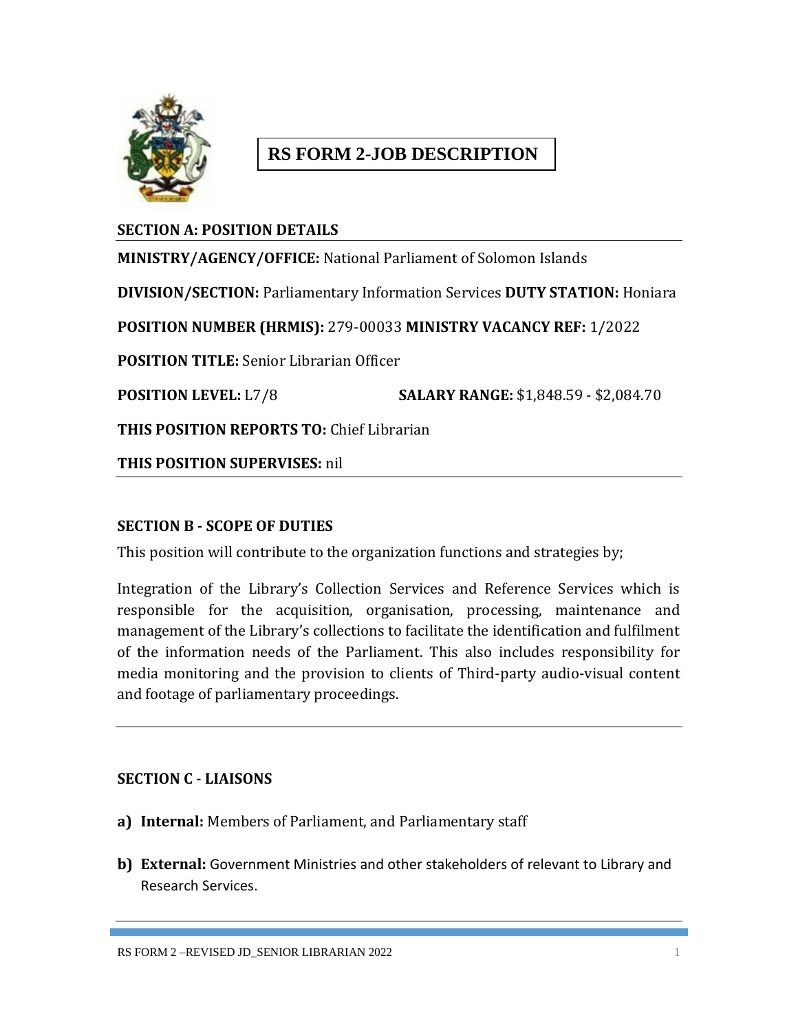# RS FORM 2-JOB DESCRIPTION

## SECTION A: POSITION DETAILS

**MINISTRY/AGENCY/OFFICE:** National Parliament of Solomon Islands

**DIVISION/SECTION:** Parliamentary Information Services **DUTY STATION:** Honiara

**POSITION NUMBER (HRMIS):** 279-00033 **MINISTRY VACANCY REF:** 1/2022

**POSITION TITLE:** Senior Librarian Officer

**POSITION LEVEL:** L7/8 **SALARY RANGE:** $1,848.59 - $2,084.70

**THIS POSITION REPORTS TO:** Chief Librarian

**THIS POSITION SUPERVISES:** nil

## SECTION B - SCOPE OF DUTIES

This position will contribute to the organization functions and strategies by;

Integration of the Library's Collection Services and Reference Services which is responsible for the acquisition, organisation, processing, maintenance and management of the Library's collections to facilitate the identification and fulfilment of the information needs of the Parliament. This also includes responsibility for media monitoring and the provision to clients of Third-party audio-visual content and footage of parliamentary proceedings.

## SECTION C - LIAISONS

**a) Internal:** Members of Parliament, and Parliamentary staff

**b) External:** Government Ministries and other stakeholders of relevant to Library and Research Services.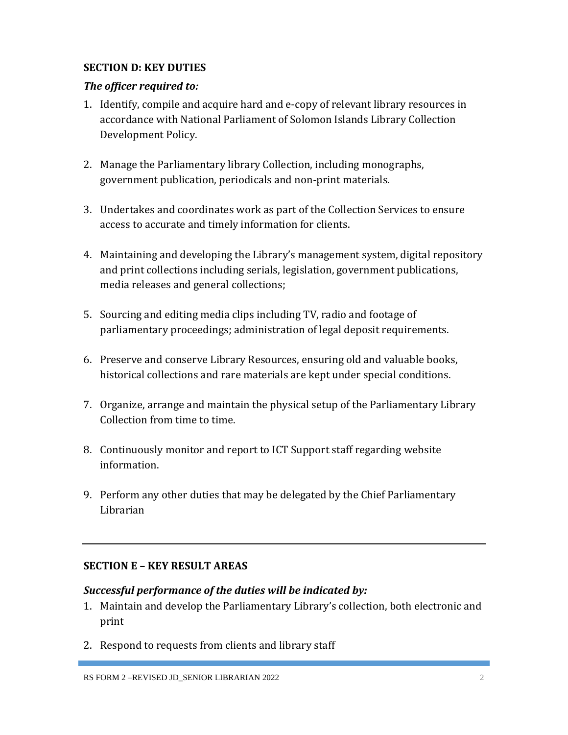**SECTION D: KEY DUTIES**

***The officer required to:***

1. Identify, compile and acquire hard and e-copy of relevant library resources in accordance with National Parliament of Solomon Islands Library Collection Development Policy.

2. Manage the Parliamentary library Collection, including monographs, government publication, periodicals and non-print materials.

3. Undertakes and coordinates work as part of the Collection Services to ensure access to accurate and timely information for clients.

4. Maintaining and developing the Library's management system, digital repository and print collections including serials, legislation, government publications, media releases and general collections;

5. Sourcing and editing media clips including TV, radio and footage of parliamentary proceedings; administration of legal deposit requirements.

6. Preserve and conserve Library Resources, ensuring old and valuable books, historical collections and rare materials are kept under special conditions.

7. Organize, arrange and maintain the physical setup of the Parliamentary Library Collection from time to time.

8. Continuously monitor and report to ICT Support staff regarding website information.

9. Perform any other duties that may be delegated by the Chief Parliamentary Librarian

---

**SECTION E – KEY RESULT AREAS**

***Successful performance of the duties will be indicated by:***

1. Maintain and develop the Parliamentary Library's collection, both electronic and print

2. Respond to requests from clients and library staff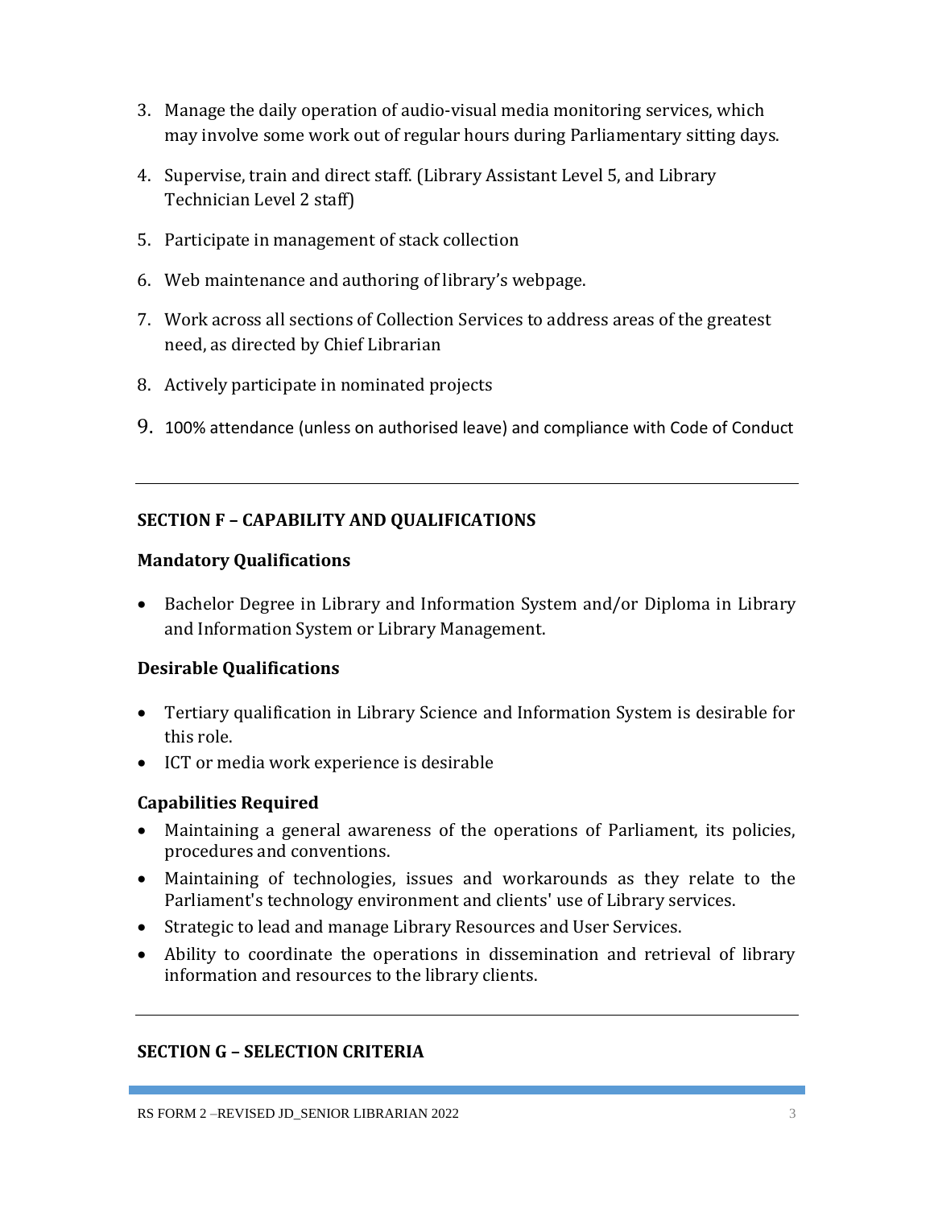3. Manage the daily operation of audio-visual media monitoring services, which may involve some work out of regular hours during Parliamentary sitting days.
4. Supervise, train and direct staff. (Library Assistant Level 5, and Library Technician Level 2 staff)
5. Participate in management of stack collection
6. Web maintenance and authoring of library's webpage.
7. Work across all sections of Collection Services to address areas of the greatest need, as directed by Chief Librarian
8. Actively participate in nominated projects
9. 100% attendance (unless on authorised leave) and compliance with Code of Conduct

---

## SECTION F – CAPABILITY AND QUALIFICATIONS

### Mandatory Qualifications

- Bachelor Degree in Library and Information System and/or Diploma in Library and Information System or Library Management.

### Desirable Qualifications

- Tertiary qualification in Library Science and Information System is desirable for this role.
- ICT or media work experience is desirable

### Capabilities Required

- Maintaining a general awareness of the operations of Parliament, its policies, procedures and conventions.
- Maintaining of technologies, issues and workarounds as they relate to the Parliament's technology environment and clients' use of Library services.
- Strategic to lead and manage Library Resources and User Services.
- Ability to coordinate the operations in dissemination and retrieval of library information and resources to the library clients.

---

## SECTION G – SELECTION CRITERIA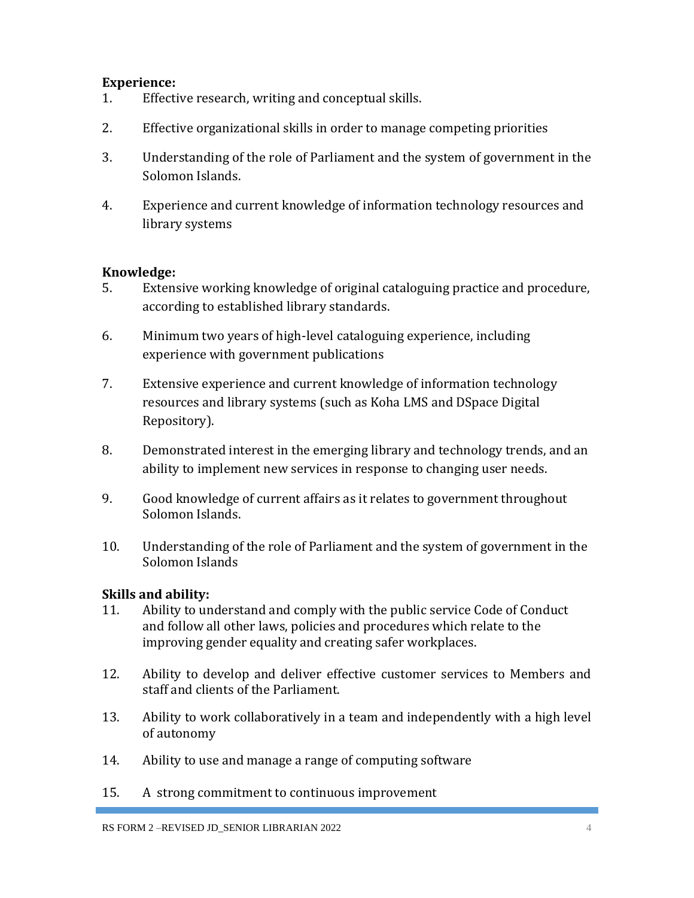**Experience:**

1. Effective research, writing and conceptual skills.

2. Effective organizational skills in order to manage competing priorities

3. Understanding of the role of Parliament and the system of government in the Solomon Islands.

4. Experience and current knowledge of information technology resources and library systems

**Knowledge:**

5. Extensive working knowledge of original cataloguing practice and procedure, according to established library standards.

6. Minimum two years of high-level cataloguing experience, including experience with government publications

7. Extensive experience and current knowledge of information technology resources and library systems (such as Koha LMS and DSpace Digital Repository).

8. Demonstrated interest in the emerging library and technology trends, and an ability to implement new services in response to changing user needs.

9. Good knowledge of current affairs as it relates to government throughout Solomon Islands.

10. Understanding of the role of Parliament and the system of government in the Solomon Islands

**Skills and ability:**

11. Ability to understand and comply with the public service Code of Conduct and follow all other laws, policies and procedures which relate to the improving gender equality and creating safer workplaces.

12. Ability to develop and deliver effective customer services to Members and staff and clients of the Parliament.

13. Ability to work collaboratively in a team and independently with a high level of autonomy

14. Ability to use and manage a range of computing software

15. A strong commitment to continuous improvement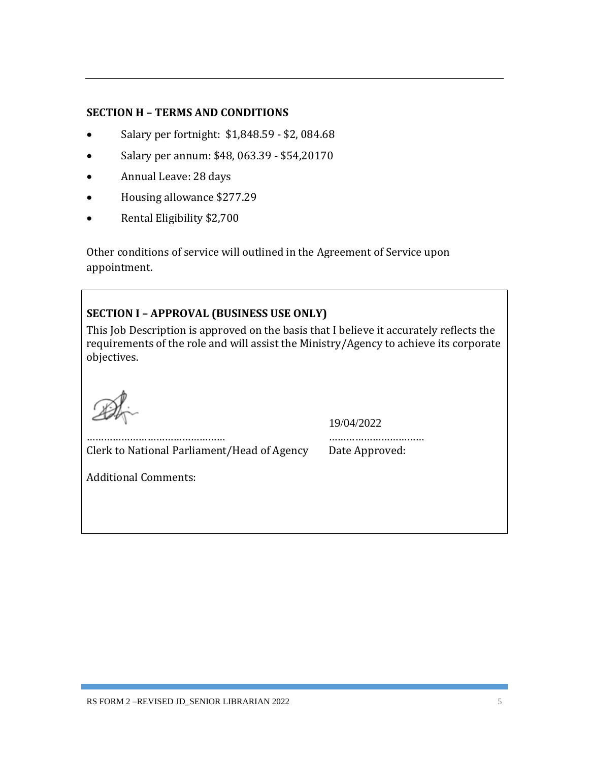## SECTION H – TERMS AND CONDITIONS

- Salary per fortnight: $1,848.59 - $2, 084.68
- Salary per annum: $48, 063.39 - $54,20170
- Annual Leave: 28 days
- Housing allowance $277.29
- Rental Eligibility $2,700

Other conditions of service will outlined in the Agreement of Service upon appointment.

## SECTION I – APPROVAL (BUSINESS USE ONLY)

This Job Description is approved on the basis that I believe it accurately reflects the requirements of the role and will assist the Ministry/Agency to achieve its corporate objectives.

………………………………………… 19/04/2022

Clerk to National Parliament/Head of Agency Date Approved:

Additional Comments: